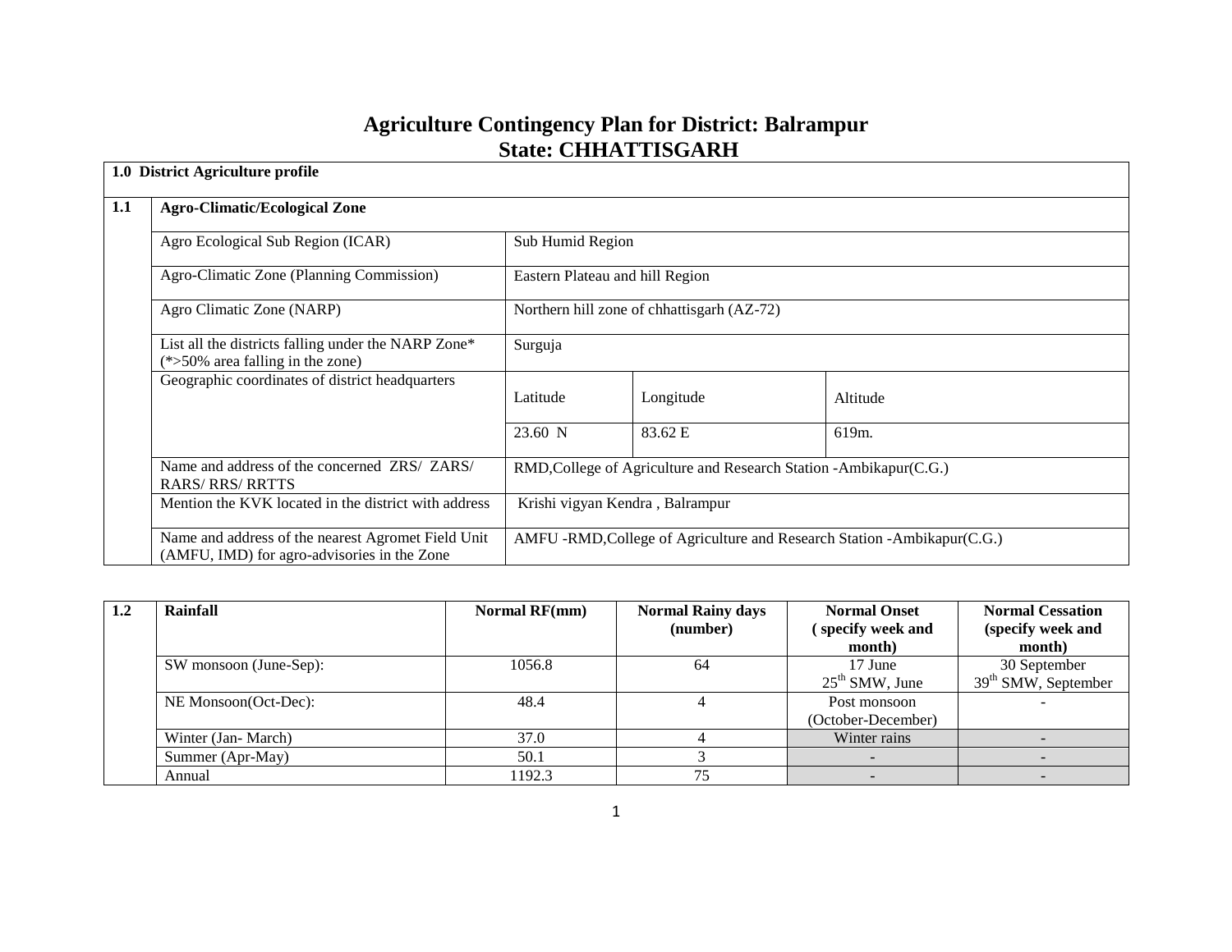# Agriculture Contingency Plan for District: Balrampur
## State: CHHATTISGARH

| 1.0 District Agriculture profile | | | | |
|---|---|---|---|---|
| **1.1** | **Agro-Climatic/Ecological Zone** | | | |
| | Agro Ecological Sub Region (ICAR) | Sub Humid Region | | |
| | Agro-Climatic Zone (Planning Commission) | Eastern Plateau and hill Region | | |
| | Agro Climatic Zone (NARP) | Northern hill zone of chhattisgarh (AZ-72) | | |
| | List all the districts falling under the NARP Zone* (*>50% area falling in the zone) | Surguja | | |
| | Geographic coordinates of district headquarters | Latitude | Longitude | Altitude |
| | | 23.60 N | 83.62 E | 619m. |
| | Name and address of the concerned ZRS/ ZARS/ RARS/ RRS/ RRTTS | RMD,College of Agriculture and Research Station -Ambikapur(C.G.) | | |
| | Mention the KVK located in the district with address | Krishi vigyan Kendra , Balrampur | | |
| | Name and address of the nearest Agromet Field Unit (AMFU, IMD) for agro-advisories in the Zone | AMFU -RMD,College of Agriculture and Research Station -Ambikapur(C.G.) | | |

| 1.2 | Rainfall | Normal RF(mm) | Normal Rainy days (number) | Normal Onset ( specify week and month) | Normal Cessation (specify week and month) |
|---|---|---|---|---|---|
| | SW monsoon (June-Sep): | 1056.8 | 64 | 17 June 25th SMW, June | 30 September 39th SMW, September |
| | NE Monsoon(Oct-Dec): | 48.4 | 4 | Post monsoon (October-December) | - |
| | Winter (Jan- March) | 37.0 | 4 | Winter rains | - |
| | Summer (Apr-May) | 50.1 | 3 | - | - |
| | Annual | 1192.3 | 75 | - | - |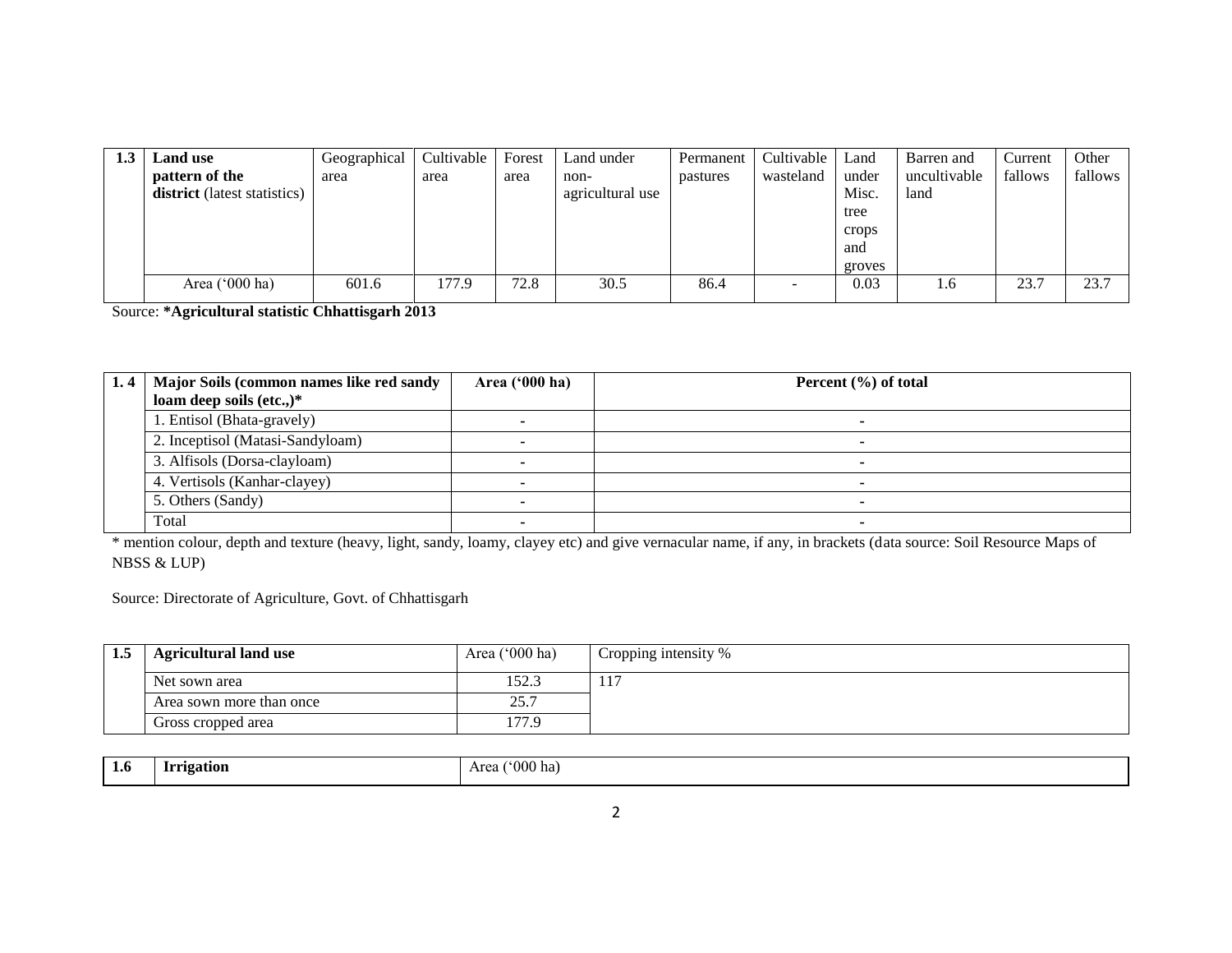| 1.3 | **Land use pattern of the district** (latest statistics) | Geographical area | Cultivable area | Forest area | Land under non-agricultural use | Permanent pastures | Cultivable wasteland | Land under Misc. tree crops and groves | Barren and uncultivable land | Current fallows | Other fallows |
|---|---|---|---|---|---|---|---|---|---|---|---|
| | Area ('000 ha) | 601.6 | 177.9 | 72.8 | 30.5 | 86.4 | - | 0.03 | 1.6 | 23.7 | 23.7 |

Source: **\*Agricultural statistic Chhattisgarh 2013**

| 1. 4 | **Major Soils (common names like red sandy loam deep soils (etc.,)\*** | **Area ('000 ha)** | **Percent (%) of total** |
|---|---|---|---|
| | 1. Entisol (Bhata-gravely) | - | - |
| | 2. Inceptisol (Matasi-Sandyloam) | - | - |
| | 3. Alfisols (Dorsa-clayloam) | - | - |
| | 4. Vertisols (Kanhar-clayey) | - | - |
| | 5. Others (Sandy) | - | - |
| | Total | - | - |

\* mention colour, depth and texture (heavy, light, sandy, loamy, clayey etc) and give vernacular name, if any, in brackets (data source: Soil Resource Maps of NBSS & LUP)

Source: Directorate of Agriculture, Govt. of Chhattisgarh

| 1.5 | **Agricultural land use** | Area ('000 ha) | Cropping intensity % |
|---|---|---|---|
| | Net sown area | 152.3 | 117 |
| | Area sown more than once | 25.7 | |
| | Gross cropped area | 177.9 | |

| 1.6 | **Irrigation** | Area ('000 ha) |
|---|---|---|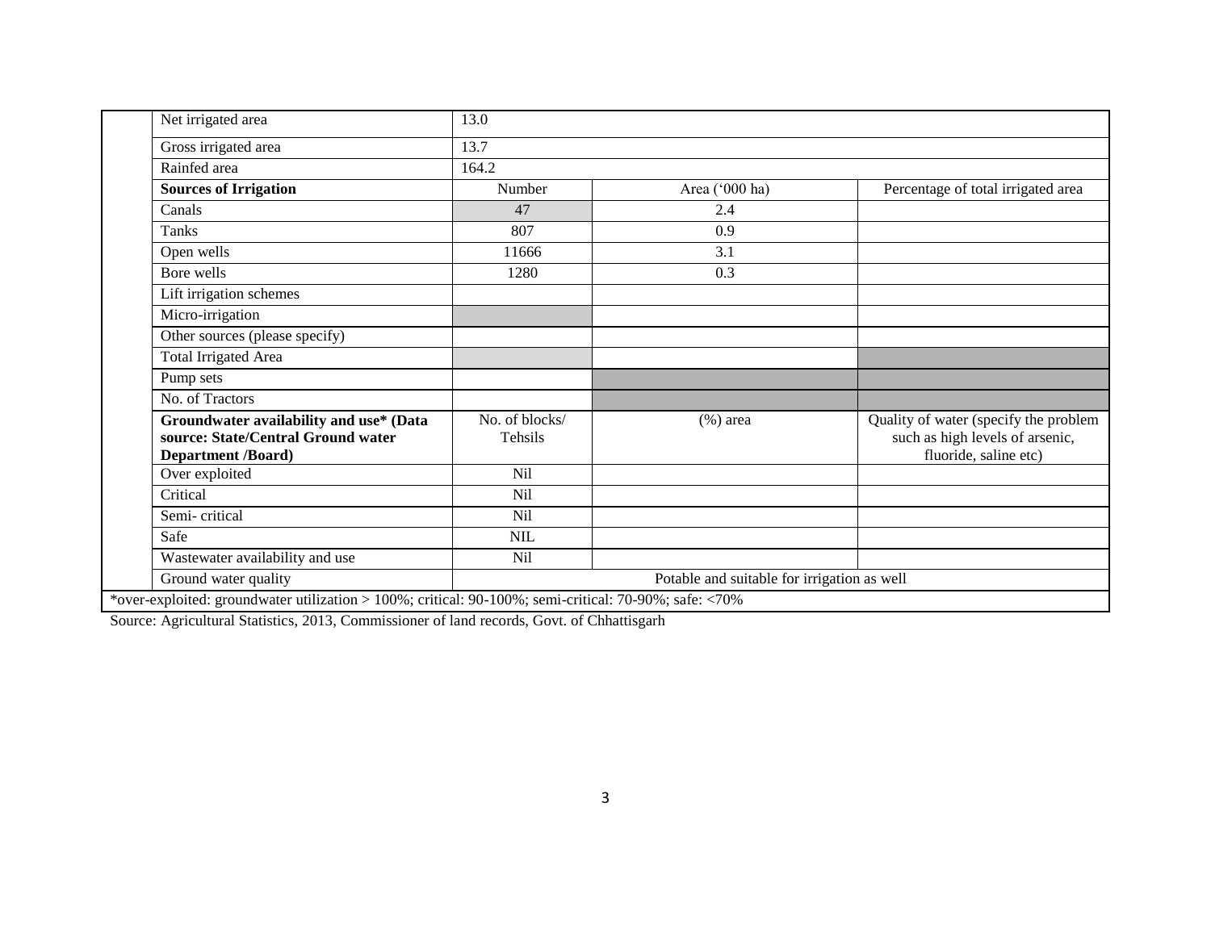| Net irrigated area | 13.0 | | |
|---|---|---|---|
| Gross irrigated area | 13.7 | | |
| Rainfed area | 164.2 | | |
| **Sources of Irrigation** | Number | Area ('000 ha) | Percentage of total irrigated area |
| Canals | 47 | 2.4 | |
| Tanks | 807 | 0.9 | |
| Open wells | 11666 | 3.1 | |
| Bore wells | 1280 | 0.3 | |
| Lift irrigation schemes | | | |
| Micro-irrigation | | | |
| Other sources (please specify) | | | |
| Total Irrigated Area | | | |
| Pump sets | | | |
| No. of Tractors | | | |
| **Groundwater availability and use\* (Data source: State/Central Ground water Department /Board)** | No. of blocks/ Tehsils | (%) area | Quality of water (specify the problem such as high levels of arsenic, fluoride, saline etc) |
| Over exploited | Nil | | |
| Critical | Nil | | |
| Semi- critical | Nil | | |
| Safe | NIL | | |
| Wastewater availability and use | Nil | | |
| Ground water quality | Potable and suitable for irrigation as well | | |

*over-exploited: groundwater utilization > 100%; critical: 90-100%; semi-critical: 70-90%; safe: <70%

Source: Agricultural Statistics, 2013, Commissioner of land records, Govt. of Chhattisgarh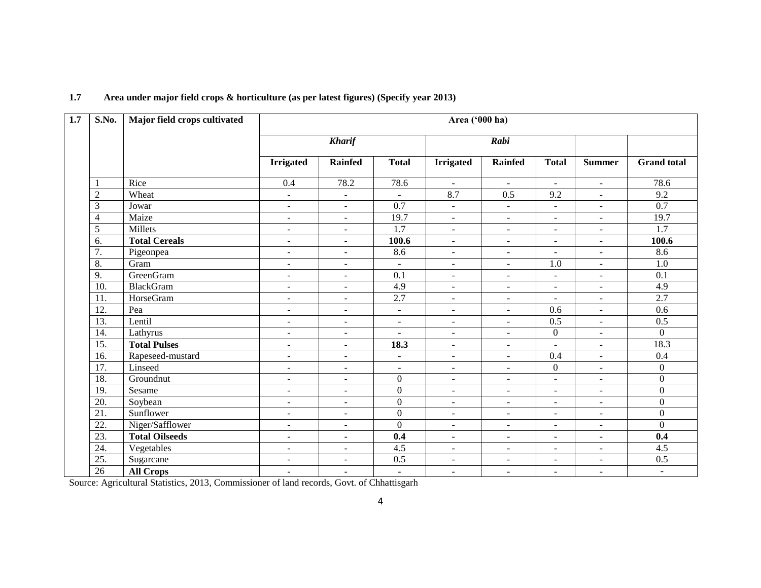**1.7 Area under major field crops & horticulture (as per latest figures) (Specify year 2013)**

| 1.7 | S.No. | Major field crops cultivated | Area ('000 ha) | | | | | | | |
|---|---|---|---|---|---|---|---|---|---|---|
| | | | *Kharif* | | | *Rabi* | | | | |
| | | | **Irrigated** | **Rainfed** | **Total** | **Irrigated** | **Rainfed** | **Total** | **Summer** | **Grand total** |
| | 1 | Rice | 0.4 | 78.2 | 78.6 | - | - | - | - | 78.6 |
| | 2 | Wheat | - | - | - | 8.7 | 0.5 | 9.2 | - | 9.2 |
| | 3 | Jowar | - | - | 0.7 | - | - | - | - | 0.7 |
| | 4 | Maize | - | - | 19.7 | - | - | - | - | 19.7 |
| | 5 | Millets | - | - | 1.7 | - | - | - | - | 1.7 |
| | 6. | **Total Cereals** | **-** | **-** | **100.6** | **-** | **-** | **-** | **-** | **100.6** |
| | 7. | Pigeonpea | - | - | 8.6 | - | - | - | - | 8.6 |
| | 8. | Gram | - | - | - | - | - | 1.0 | - | 1.0 |
| | 9. | GreenGram | - | - | 0.1 | - | - | - | - | 0.1 |
| | 10. | BlackGram | - | - | 4.9 | - | - | - | - | 4.9 |
| | 11. | HorseGram | - | - | 2.7 | - | - | - | - | 2.7 |
| | 12. | Pea | - | - | - | - | - | 0.6 | - | 0.6 |
| | 13. | Lentil | - | - | - | - | - | 0.5 | - | 0.5 |
| | 14. | Lathyrus | - | - | - | - | - | 0 | - | 0 |
| | 15. | **Total Pulses** | **-** | **-** | **18.3** | **-** | **-** | - | **-** | 18.3 |
| | 16. | Rapeseed-mustard | - | - | - | - | - | 0.4 | - | 0.4 |
| | 17. | Linseed | - | - | - | - | - | 0 | - | 0 |
| | 18. | Groundnut | - | - | 0 | - | - | - | - | 0 |
| | 19. | Sesame | - | - | 0 | - | - | - | - | 0 |
| | 20. | Soybean | - | - | 0 | - | - | - | - | 0 |
| | 21. | Sunflower | - | - | 0 | - | - | - | - | 0 |
| | 22. | Niger/Safflower | - | - | 0 | - | - | - | - | 0 |
| | 23. | **Total Oilseeds** | **-** | **-** | **0.4** | **-** | **-** | - | **-** | **0.4** |
| | 24. | Vegetables | - | - | 4.5 | - | - | - | - | 4.5 |
| | 25. | Sugarcane | - | - | 0.5 | - | - | - | - | 0.5 |
| | 26 | **All Crops** | **-** | **-** | - | **-** | **-** | **-** | **-** | - |

Source: Agricultural Statistics, 2013, Commissioner of land records, Govt. of Chhattisgarh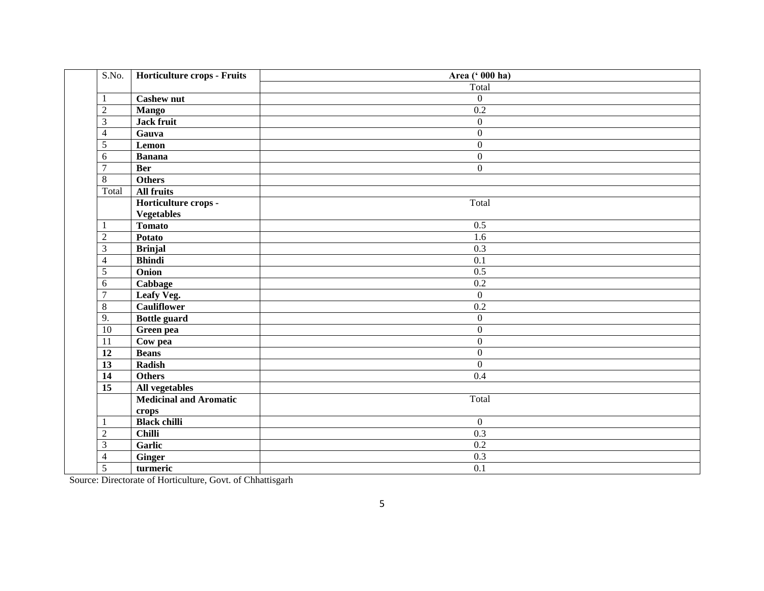| S.No. | Horticulture crops - Fruits | Area (' 000 ha) |
|---|---|---|
| | | Total |
| 1 | **Cashew nut** | 0 |
| 2 | **Mango** | 0.2 |
| 3 | **Jack fruit** | 0 |
| 4 | **Gauva** | 0 |
| 5 | **Lemon** | 0 |
| 6 | **Banana** | 0 |
| 7 | **Ber** | 0 |
| 8 | **Others** | |
| Total | **All fruits** | |
| | **Horticulture crops - Vegetables** | Total |
| 1 | **Tomato** | 0.5 |
| 2 | **Potato** | 1.6 |
| 3 | **Brinjal** | 0.3 |
| 4 | **Bhindi** | 0.1 |
| 5 | **Onion** | 0.5 |
| 6 | **Cabbage** | 0.2 |
| 7 | **Leafy Veg.** | 0 |
| 8 | **Cauliflower** | 0.2 |
| 9. | **Bottle guard** | 0 |
| 10 | **Green pea** | 0 |
| 11 | **Cow pea** | 0 |
| **12** | **Beans** | 0 |
| **13** | **Radish** | 0 |
| **14** | **Others** | 0.4 |
| **15** | **All vegetables** | |
| | **Medicinal and Aromatic crops** | Total |
| 1 | **Black chilli** | 0 |
| 2 | **Chilli** | 0.3 |
| 3 | **Garlic** | 0.2 |
| 4 | **Ginger** | 0.3 |
| 5 | **turmeric** | 0.1 |

Source: Directorate of Horticulture, Govt. of Chhattisgarh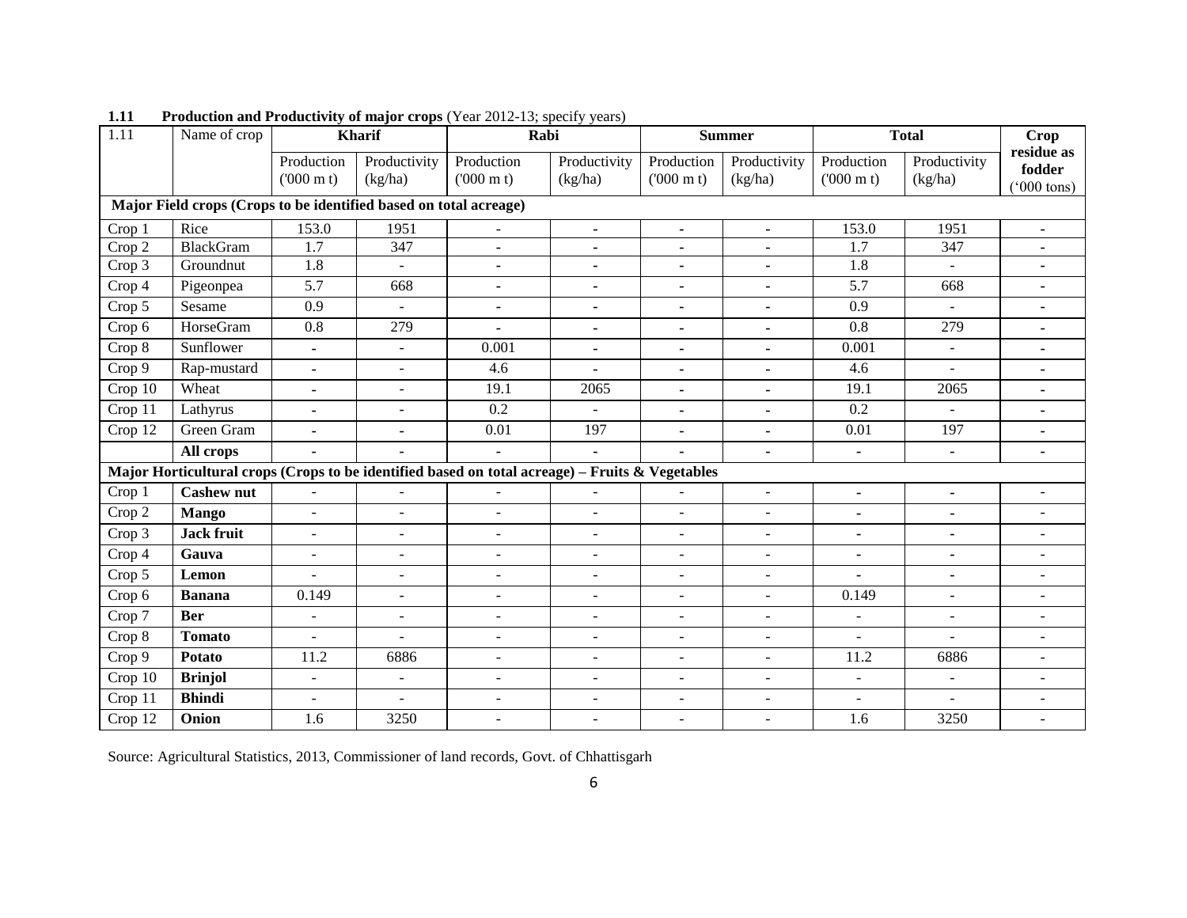**1.11 Production and Productivity of major crops** (Year 2012-13; specify years)

| 1.11 | Name of crop | Kharif | | Rabi | | Summer | | Total | | Crop residue as fodder ('000 tons) |
|---|---|---|---|---|---|---|---|---|---|---|
| | | Production ('000 m t) | Productivity (kg/ha) | Production ('000 m t) | Productivity (kg/ha) | Production ('000 m t) | Productivity (kg/ha) | Production ('000 m t) | Productivity (kg/ha) | |
| **Major Field crops (Crops to be identified based on total acreage)** | | | | | | | | | | |
| Crop 1 | Rice | 153.0 | 1951 | - | - | - | - | 153.0 | 1951 | - |
| Crop 2 | BlackGram | 1.7 | 347 | - | - | - | - | 1.7 | 347 | - |
| Crop 3 | Groundnut | 1.8 | - | - | - | - | - | 1.8 | - | - |
| Crop 4 | Pigeonpea | 5.7 | 668 | - | - | - | - | 5.7 | 668 | - |
| Crop 5 | Sesame | 0.9 | - | - | - | - | - | 0.9 | - | - |
| Crop 6 | HorseGram | 0.8 | 279 | - | - | - | - | 0.8 | 279 | - |
| Crop 8 | Sunflower | - | - | 0.001 | - | - | - | 0.001 | - | - |
| Crop 9 | Rap-mustard | - | - | 4.6 | - | - | - | 4.6 | - | - |
| Crop 10 | Wheat | - | - | 19.1 | 2065 | - | - | 19.1 | 2065 | - |
| Crop 11 | Lathyrus | - | - | 0.2 | - | - | - | 0.2 | - | - |
| Crop 12 | Green Gram | - | - | 0.01 | 197 | - | - | 0.01 | 197 | - |
| | **All crops** | - | - | - | - | - | - | - | - | - |
| **Major Horticultural crops (Crops to be identified based on total acreage) – Fruits & Vegetables** | | | | | | | | | | |
| Crop 1 | **Cashew nut** | - | - | - | - | - | - | - | - | - |
| Crop 2 | **Mango** | - | - | - | - | - | - | - | - | - |
| Crop 3 | **Jack fruit** | - | - | - | - | - | - | - | - | - |
| Crop 4 | **Gauva** | - | - | - | - | - | - | - | - | - |
| Crop 5 | **Lemon** | - | - | - | - | - | - | - | - | - |
| Crop 6 | **Banana** | 0.149 | - | - | - | - | - | 0.149 | - | - |
| Crop 7 | **Ber** | - | - | - | - | - | - | - | - | - |
| Crop 8 | **Tomato** | - | - | - | - | - | - | - | - | - |
| Crop 9 | **Potato** | 11.2 | 6886 | - | - | - | - | 11.2 | 6886 | - |
| Crop 10 | **Brinjol** | - | - | - | - | - | - | - | - | - |
| Crop 11 | **Bhindi** | - | - | - | - | - | - | - | - | - |
| Crop 12 | **Onion** | 1.6 | 3250 | - | - | - | - | 1.6 | 3250 | - |

Source: Agricultural Statistics, 2013, Commissioner of land records, Govt. of Chhattisgarh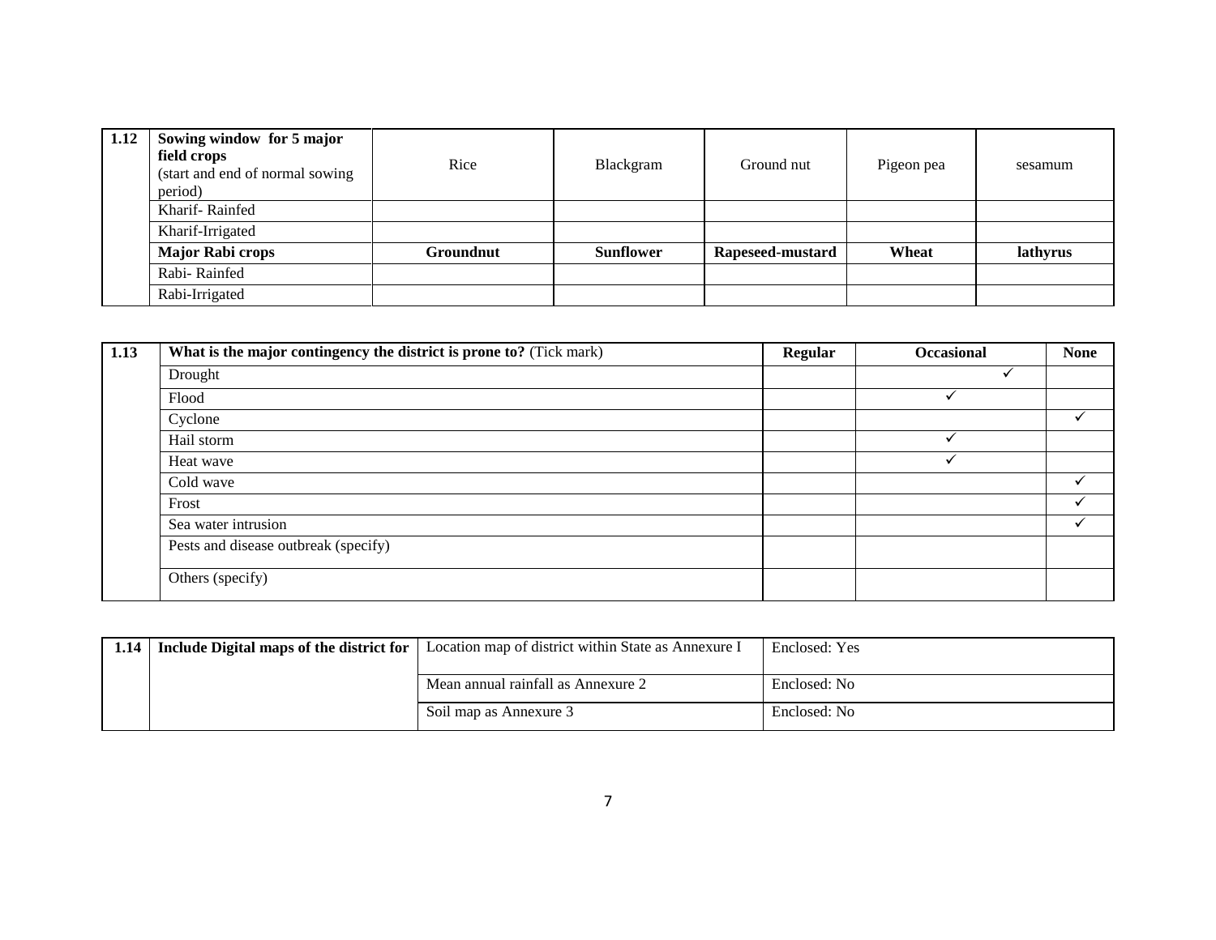| 1.12 | Sowing window for 5 major field crops (start and end of normal sowing period) | Rice | Blackgram | Ground nut | Pigeon pea | sesamum |
|---|---|---|---|---|---|---|
| | Kharif- Rainfed | | | | | |
| | Kharif-Irrigated | | | | | |
| | **Major Rabi crops** | **Groundnut** | **Sunflower** | **Rapeseed-mustard** | **Wheat** | **lathyrus** |
| | Rabi- Rainfed | | | | | |
| | Rabi-Irrigated | | | | | |

| 1.13 | **What is the major contingency the district is prone to?** (Tick mark) | **Regular** | **Occasional** | **None** |
|---|---|---|---|---|
| | Drought | | ✓ | |
| | Flood | | ✓ | |
| | Cyclone | | | ✓ |
| | Hail storm | | ✓ | |
| | Heat wave | | ✓ | |
| | Cold wave | | | ✓ |
| | Frost | | | ✓ |
| | Sea water intrusion | | | ✓ |
| | Pests and disease outbreak (specify) | | | |
| | Others (specify) | | | |

| 1.14 | **Include Digital maps of the district for** | Location map of district within State as Annexure I | Enclosed: Yes |
|---|---|---|---|
| | | Mean annual rainfall as Annexure 2 | Enclosed: No |
| | | Soil map as Annexure 3 | Enclosed: No |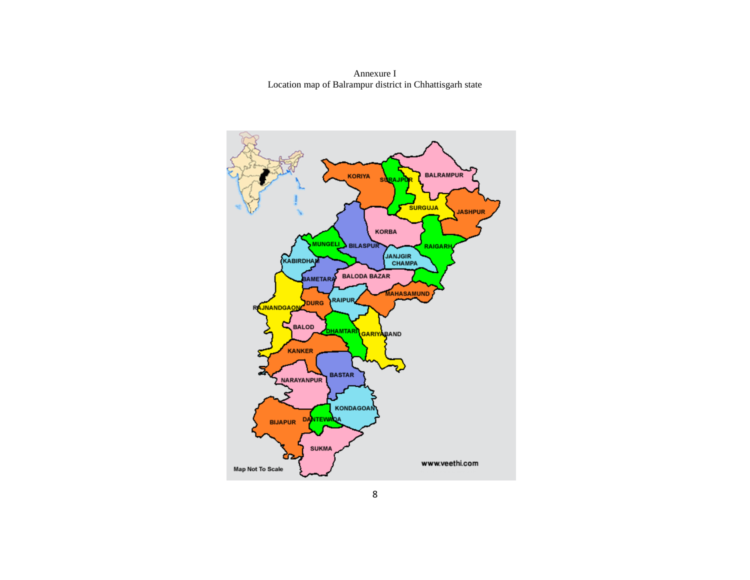Annexure I

Location map of Balrampur district in Chhattisgarh state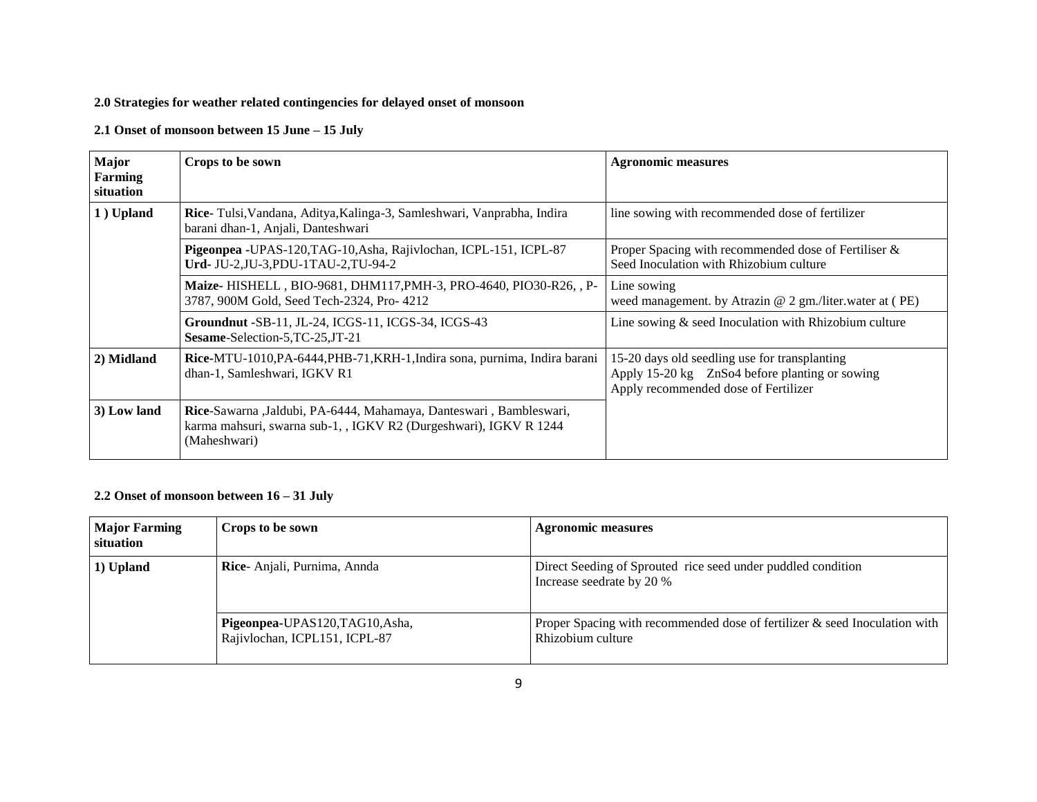**2.0 Strategies for weather related contingencies for delayed onset of monsoon**

**2.1 Onset of monsoon between 15 June – 15 July**

| Major Farming situation | Crops to be sown | Agronomic measures |
|---|---|---|
| **1 ) Upland** | **Rice**- Tulsi,Vandana, Aditya,Kalinga-3, Samleshwari, Vanprabha, Indira barani dhan-1, Anjali, Danteshwari | line sowing with recommended dose of fertilizer |
| | **Pigeonpea** -UPAS-120,TAG-10,Asha, Rajivlochan, ICPL-151, ICPL-87<br>**Urd**- JU-2,JU-3,PDU-1TAU-2,TU-94-2 | Proper Spacing with recommended dose of Fertiliser & Seed Inoculation with Rhizobium culture |
| | **Maize**- HISHELL , BIO-9681, DHM117,PMH-3, PRO-4640, PIO30-R26, , P-3787, 900M Gold, Seed Tech-2324, Pro- 4212 | Line sowing<br>weed management. by Atrazin @ 2 gm./liter.water at ( PE) |
| | **Groundnut** -SB-11, JL-24, ICGS-11, ICGS-34, ICGS-43<br>**Sesame**-Selection-5,TC-25,JT-21 | Line sowing & seed Inoculation with Rhizobium culture |
| **2) Midland** | **Rice**-MTU-1010,PA-6444,PHB-71,KRH-1,Indira sona, purnima, Indira barani dhan-1, Samleshwari, IGKV R1 | 15-20 days old seedling use for transplanting<br>Apply 15-20 kg ZnSo4 before planting or sowing<br>Apply recommended dose of Fertilizer |
| **3) Low land** | **Rice**-Sawarna ,Jaldubi, PA-6444, Mahamaya, Danteswari , Bambleswari, karma mahsuri, swarna sub-1, , IGKV R2 (Durgeshwari), IGKV R 1244 (Maheshwari) | |

**2.2 Onset of monsoon between 16 – 31 July**

| Major Farming situation | Crops to be sown | Agronomic measures |
|---|---|---|
| **1) Upland** | **Rice**- Anjali, Purnima, Annda | Direct Seeding of Sprouted rice seed under puddled condition<br>Increase seedrate by 20 % |
| | **Pigeonpea**-UPAS120,TAG10,Asha, Rajivlochan, ICPL151, ICPL-87 | Proper Spacing with recommended dose of fertilizer & seed Inoculation with Rhizobium culture |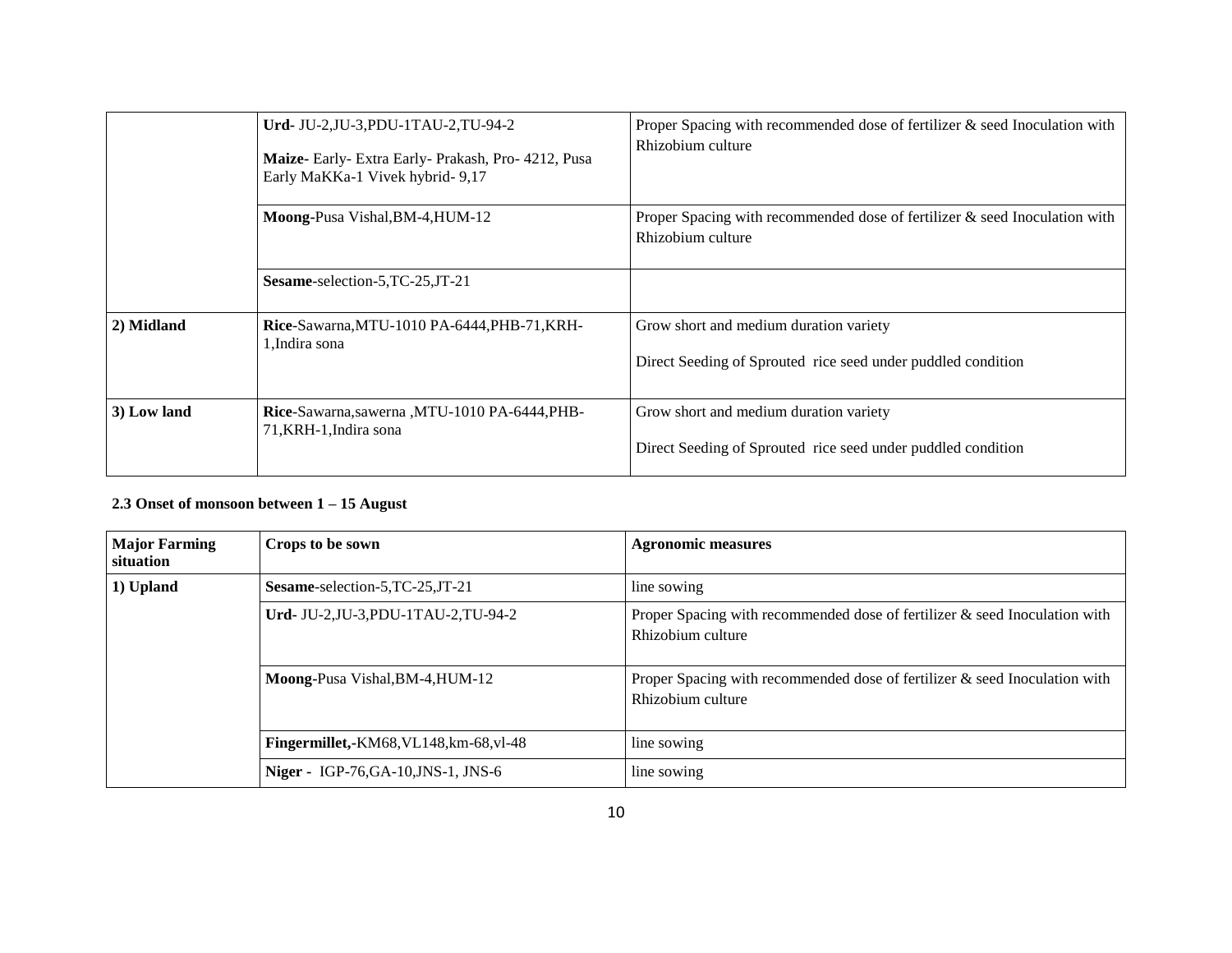| | | |
|---|---|---|
| | **Urd**- JU-2,JU-3,PDU-1TAU-2,TU-94-2<br><br>**Maize**- Early- Extra Early- Prakash, Pro- 4212, Pusa Early MaKKa-1 Vivek hybrid- 9,17 | Proper Spacing with recommended dose of fertilizer & seed Inoculation with Rhizobium culture |
| | **Moong**-Pusa Vishal,BM-4,HUM-12 | Proper Spacing with recommended dose of fertilizer & seed Inoculation with Rhizobium culture |
| | **Sesame**-selection-5,TC-25,JT-21 | |
| **2) Midland** | **Rice**-Sawarna,MTU-1010 PA-6444,PHB-71,KRH-1,Indira sona | Grow short and medium duration variety<br><br>Direct Seeding of Sprouted rice seed under puddled condition |
| **3) Low land** | **Rice**-Sawarna,sawerna ,MTU-1010 PA-6444,PHB-71,KRH-1,Indira sona | Grow short and medium duration variety<br><br>Direct Seeding of Sprouted rice seed under puddled condition |

**2.3 Onset of monsoon between 1 – 15 August**

| **Major Farming situation** | **Crops to be sown** | **Agronomic measures** |
|---|---|---|
| **1) Upland** | **Sesame**-selection-5,TC-25,JT-21 | line sowing |
| | **Urd**- JU-2,JU-3,PDU-1TAU-2,TU-94-2 | Proper Spacing with recommended dose of fertilizer & seed Inoculation with Rhizobium culture |
| | **Moong**-Pusa Vishal,BM-4,HUM-12 | Proper Spacing with recommended dose of fertilizer & seed Inoculation with Rhizobium culture |
| | **Fingermillet,**-KM68,VL148,km-68,vl-48 | line sowing |
| | **Niger** - IGP-76,GA-10,JNS-1, JNS-6 | line sowing |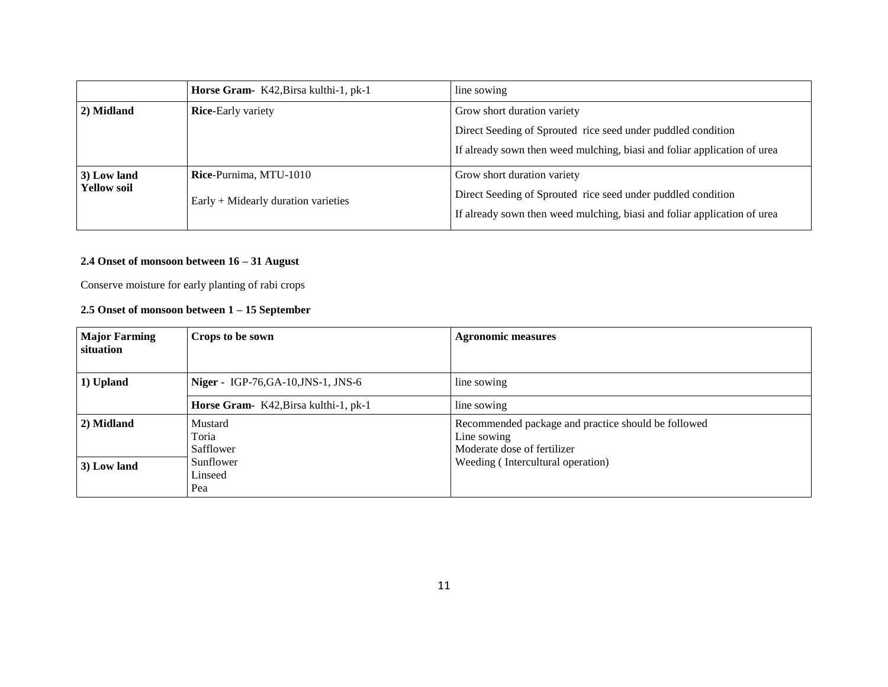| | | |
|---|---|---|
| | **Horse Gram**- K42,Birsa kulthi-1, pk-1 | line sowing |
| **2) Midland** | **Rice**-Early variety | Grow short duration variety<br>Direct Seeding of Sprouted rice seed under puddled condition<br>If already sown then weed mulching, biasi and foliar application of urea |
| **3) Low land Yellow soil** | **Rice**-Purnima, MTU-1010<br>Early + Midearly duration varieties | Grow short duration variety<br>Direct Seeding of Sprouted rice seed under puddled condition<br>If already sown then weed mulching, biasi and foliar application of urea |

**2.4 Onset of monsoon between 16 – 31 August**

Conserve moisture for early planting of rabi crops

**2.5 Onset of monsoon between 1 – 15 September**

| Major Farming situation | Crops to be sown | Agronomic measures |
|---|---|---|
| **1) Upland** | **Niger** - IGP-76,GA-10,JNS-1, JNS-6 | line sowing |
| | **Horse Gram**- K42,Birsa kulthi-1, pk-1 | line sowing |
| **2) Midland** | Mustard<br>Toria<br>Safflower<br>Sunflower<br>Linseed<br>Pea | Recommended package and practice should be followed<br>Line sowing<br>Moderate dose of fertilizer<br>Weeding ( Intercultural operation) |
| **3) Low land** | | |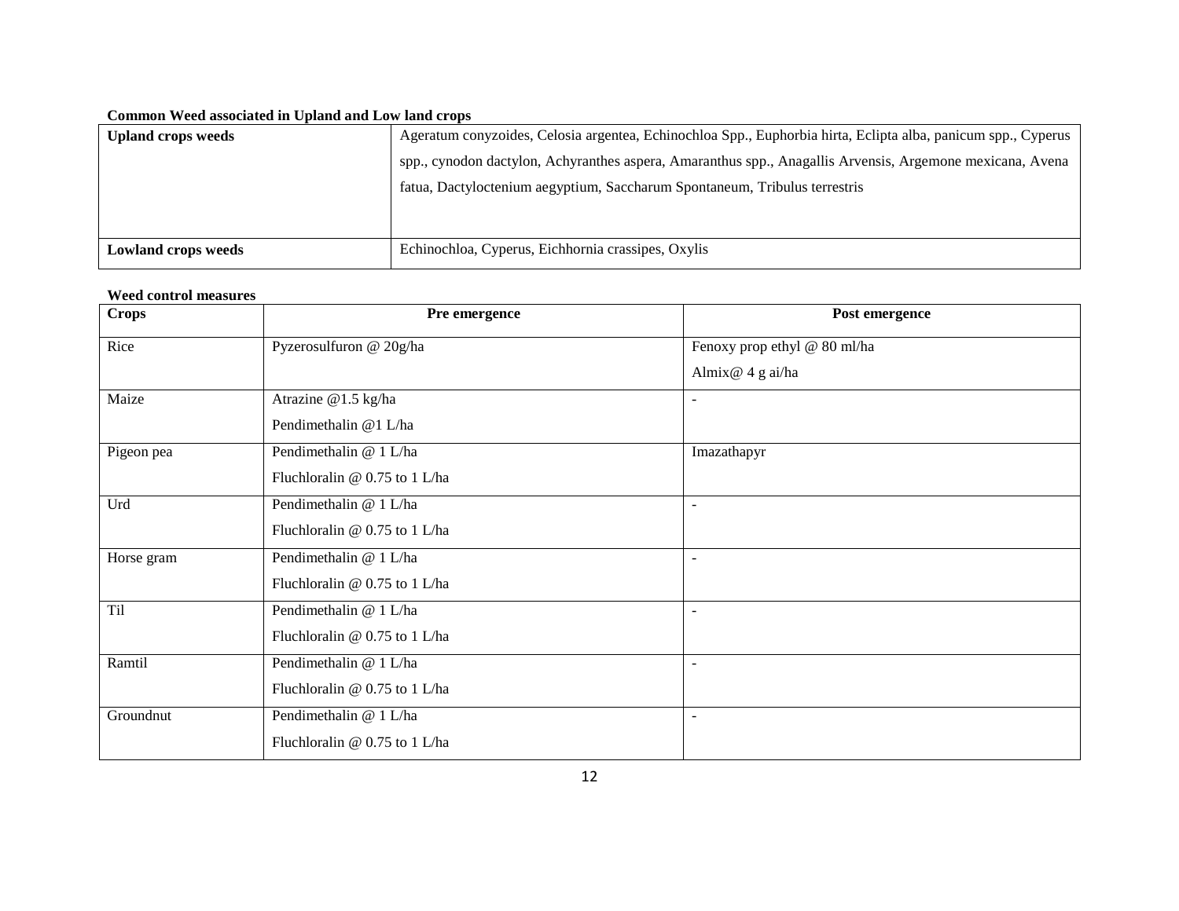**Common Weed associated in Upland and Low land crops**

| Upland crops weeds | Ageratum conyzoides, Celosia argentea, Echinochloa Spp., Euphorbia hirta, Eclipta alba, panicum spp., Cyperus spp., cynodon dactylon, Achyranthes aspera, Amaranthus spp., Anagallis Arvensis, Argemone mexicana, Avena fatua, Dactyloctenium aegyptium, Saccharum Spontaneum, Tribulus terrestris |
|---|---|
| **Lowland crops weeds** | Echinochloa, Cyperus, Eichhornia crassipes, Oxylis |

**Weed control measures**

| Crops | Pre emergence | Post emergence |
|---|---|---|
| Rice | Pyzerosulfuron @ 20g/ha | Fenoxy prop ethyl @ 80 ml/ha<br>Almix@ 4 g ai/ha |
| Maize | Atrazine @1.5 kg/ha<br>Pendimethalin @1 L/ha | - |
| Pigeon pea | Pendimethalin @ 1 L/ha<br>Fluchloralin @ 0.75 to 1 L/ha | Imazathapyr |
| Urd | Pendimethalin @ 1 L/ha<br>Fluchloralin @ 0.75 to 1 L/ha | - |
| Horse gram | Pendimethalin @ 1 L/ha<br>Fluchloralin @ 0.75 to 1 L/ha | - |
| Til | Pendimethalin @ 1 L/ha<br>Fluchloralin @ 0.75 to 1 L/ha | - |
| Ramtil | Pendimethalin @ 1 L/ha<br>Fluchloralin @ 0.75 to 1 L/ha | - |
| Groundnut | Pendimethalin @ 1 L/ha<br>Fluchloralin @ 0.75 to 1 L/ha | - |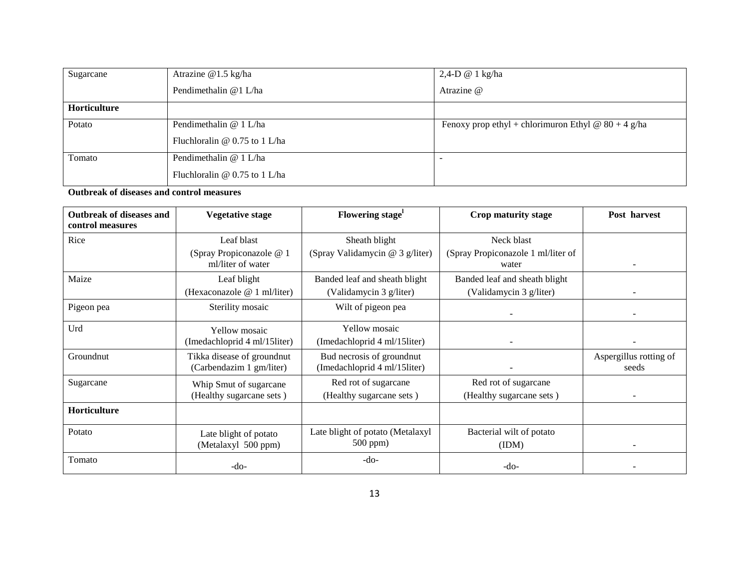| | | |
|---|---|---|
| Sugarcane | Atrazine @1.5 kg/ha<br>Pendimethalin @1 L/ha | 2,4-D @ 1 kg/ha<br>Atrazine @ |
| **Horticulture** | | |
| Potato | Pendimethalin @ 1 L/ha<br>Fluchloralin @ 0.75 to 1 L/ha | Fenoxy prop ethyl + chlorimuron Ethyl @ 80 + 4 g/ha |
| Tomato | Pendimethalin @ 1 L/ha<br>Fluchloralin @ 0.75 to 1 L/ha | - |

**Outbreak of diseases and control measures**

| Outbreak of diseases and control measures | Vegetative stage | Flowering stage[l] | Crop maturity stage | Post harvest |
|---|---|---|---|---|
| Rice | Leaf blast<br>(Spray Propiconazole @ 1 ml/liter of water | Sheath blight<br>(Spray Validamycin @ 3 g/liter) | Neck blast<br>(Spray Propiconazole 1 ml/liter of water | - |
| Maize | Leaf blight<br>(Hexaconazole @ 1 ml/liter) | Banded leaf and sheath blight<br>(Validamycin 3 g/liter) | Banded leaf and sheath blight<br>(Validamycin 3 g/liter) | - |
| Pigeon pea | Sterility mosaic | Wilt of pigeon pea | - | - |
| Urd | Yellow mosaic<br>(Imedachloprid 4 ml/15liter) | Yellow mosaic<br>(Imedachloprid 4 ml/15liter) | - | - |
| Groundnut | Tikka disease of groundnut<br>(Carbendazim 1 gm/liter) | Bud necrosis of groundnut<br>(Imedachloprid 4 ml/15liter) | - | Aspergillus rotting of seeds |
| Sugarcane | Whip Smut of sugarcane<br>(Healthy sugarcane sets ) | Red rot of sugarcane<br>(Healthy sugarcane sets ) | Red rot of sugarcane<br>(Healthy sugarcane sets ) | - |
| **Horticulture** | | | | |
| Potato | Late blight of potato<br>(Metalaxyl 500 ppm) | Late blight of potato (Metalaxyl 500 ppm) | Bacterial wilt of potato<br>(IDM) | - |
| Tomato | -do- | -do- | -do- | - |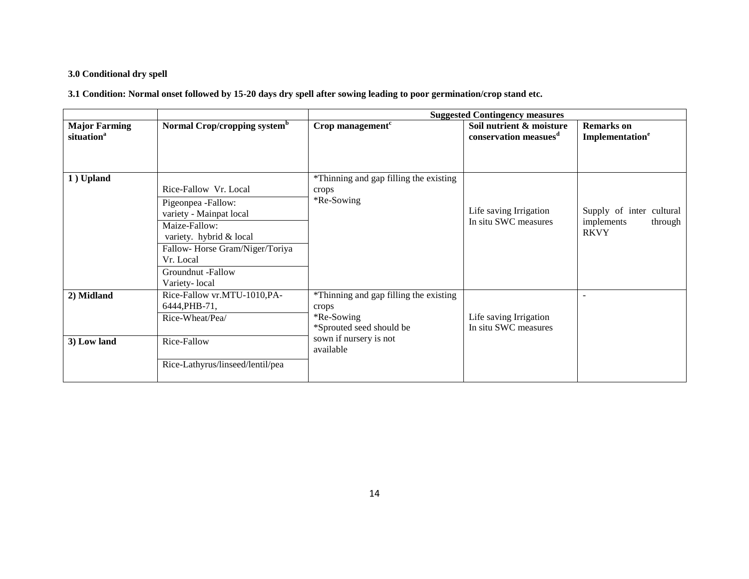### 3.0 Conditional dry spell

### 3.1 Condition: Normal onset followed by 15-20 days dry spell after sowing leading to poor germination/crop stand etc.

| | | Suggested Contingency measures | | |
|---|---|---|---|---|
| **Major Farming situation[a]** | **Normal Crop/cropping system[b]** | **Crop management[c]** | **Soil nutrient & moisture conservation measues[d]** | **Remarks on Implementation[e]** |
| **1 ) Upland** | Rice-Fallow Vr. Local | *Thinning and gap filling the existing crops<br>*Re-Sowing | Life saving Irrigation<br>In situ SWC measures | Supply of inter cultural implements through RKVY |
| | Pigeonpea -Fallow:<br>variety - Mainpat local | | | |
| | Maize-Fallow:<br>variety. hybrid & local | | | |
| | Fallow- Horse Gram/Niger/Toriya Vr. Local | | | |
| | Groundnut -Fallow<br>Variety- local | | | |
| **2) Midland** | Rice-Fallow vr.MTU-1010,PA-6444,PHB-71, | *Thinning and gap filling the existing crops<br>*Re-Sowing<br>*Sprouted seed should be sown if nursery is not available | Life saving Irrigation<br>In situ SWC measures | - |
| | Rice-Wheat/Pea/ | | | |
| **3) Low land** | Rice-Fallow | | | |
| | Rice-Lathyrus/linseed/lentil/pea | | | |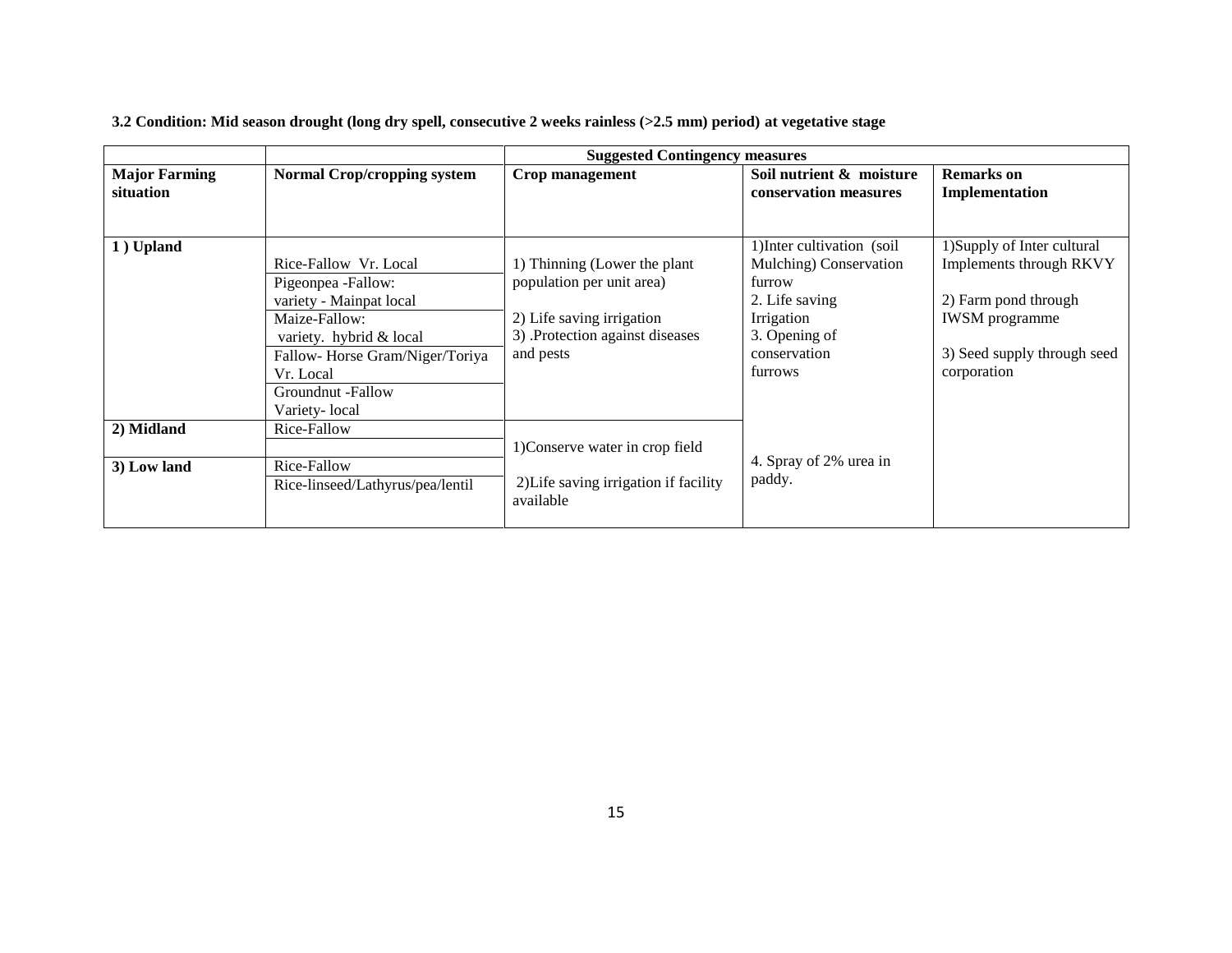**3.2 Condition: Mid season drought (long dry spell, consecutive 2 weeks rainless (>2.5 mm) period) at vegetative stage**

| | | Suggested Contingency measures | | |
|---|---|---|---|---|
| **Major Farming situation** | **Normal Crop/cropping system** | **Crop management** | **Soil nutrient & moisture conservation measures** | **Remarks on Implementation** |
| **1 ) Upland** | Rice-Fallow Vr. Local | 1) Thinning (Lower the plant population per unit area)<br><br>2) Life saving irrigation<br>3) .Protection against diseases and pests | 1)Inter cultivation (soil Mulching) Conservation furrow<br>2. Life saving Irrigation<br>3. Opening of conservation furrows | 1)Supply of Inter cultural Implements through RKVY<br><br>2) Farm pond through IWSM programme<br><br>3) Seed supply through seed corporation |
| | Pigeonpea -Fallow: variety - Mainpat local | | | |
| | Maize-Fallow: variety. hybrid & local | | | |
| | Fallow- Horse Gram/Niger/Toriya Vr. Local | | | |
| | Groundnut -Fallow Variety- local | | | |
| **2) Midland** | Rice-Fallow | 1)Conserve water in crop field<br><br>2)Life saving irrigation if facility available | 4. Spray of 2% urea in paddy. | |
| | | | | |
| **3) Low land** | Rice-Fallow | | | |
| | Rice-linseed/Lathyrus/pea/lentil | | | |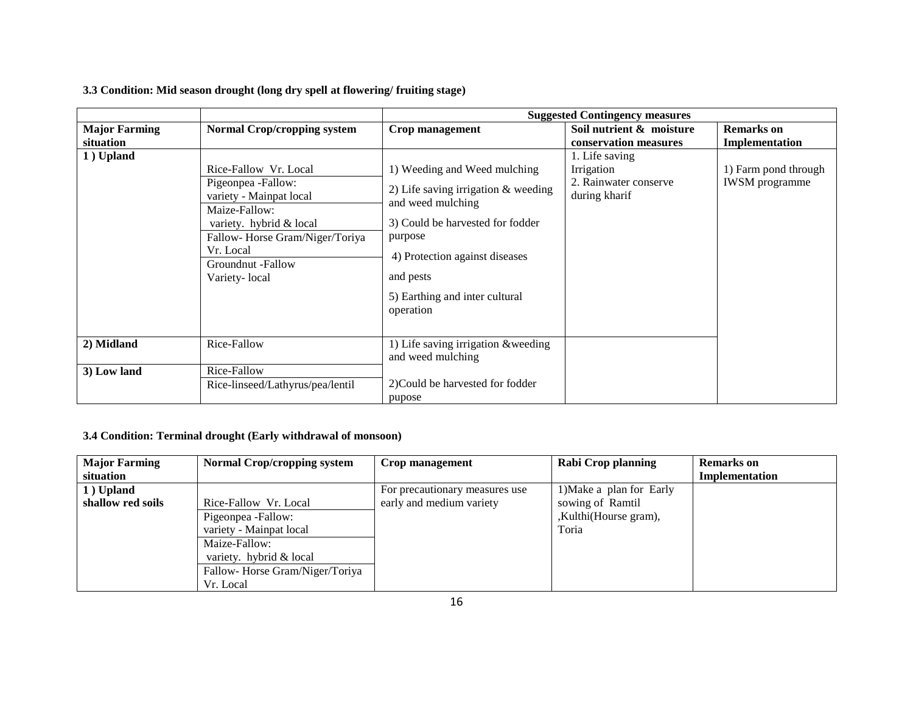**3.3 Condition: Mid season drought (long dry spell at flowering/ fruiting stage)**

| | | Suggested Contingency measures | | |
|---|---|---|---|---|
| **Major Farming situation** | **Normal Crop/cropping system** | **Crop management** | **Soil nutrient & moisture conservation measures** | **Remarks on Implementation** |
| **1 ) Upland** | Rice-Fallow Vr. Local<br>Pigeonpea -Fallow: variety - Mainpat local<br>Maize-Fallow: variety. hybrid & local<br>Fallow- Horse Gram/Niger/Toriya Vr. Local<br>Groundnut -Fallow Variety- local | 1) Weeding and Weed mulching<br>2) Life saving irrigation & weeding and weed mulching<br>3) Could be harvested for fodder purpose<br>4) Protection against diseases and pests<br>5) Earthing and inter cultural operation | 1. Life saving Irrigation<br>2. Rainwater conserve during kharif | 1) Farm pond through IWSM programme |
| **2) Midland** | Rice-Fallow | 1) Life saving irrigation &weeding and weed mulching<br>2)Could be harvested for fodder pupose | | |
| **3) Low land** | Rice-Fallow<br>Rice-linseed/Lathyrus/pea/lentil | | | |

**3.4 Condition: Terminal drought (Early withdrawal of monsoon)**

| **Major Farming situation** | **Normal Crop/cropping system** | **Crop management** | **Rabi Crop planning** | **Remarks on Implementation** |
|---|---|---|---|---|
| **1 ) Upland shallow red soils** | Rice-Fallow Vr. Local<br>Pigeonpea -Fallow: variety - Mainpat local<br>Maize-Fallow: variety. hybrid & local<br>Fallow- Horse Gram/Niger/Toriya Vr. Local | For precautionary measures use early and medium variety | 1)Make a plan for Early sowing of Ramtil ,Kulthi(Hourse gram), Toria | |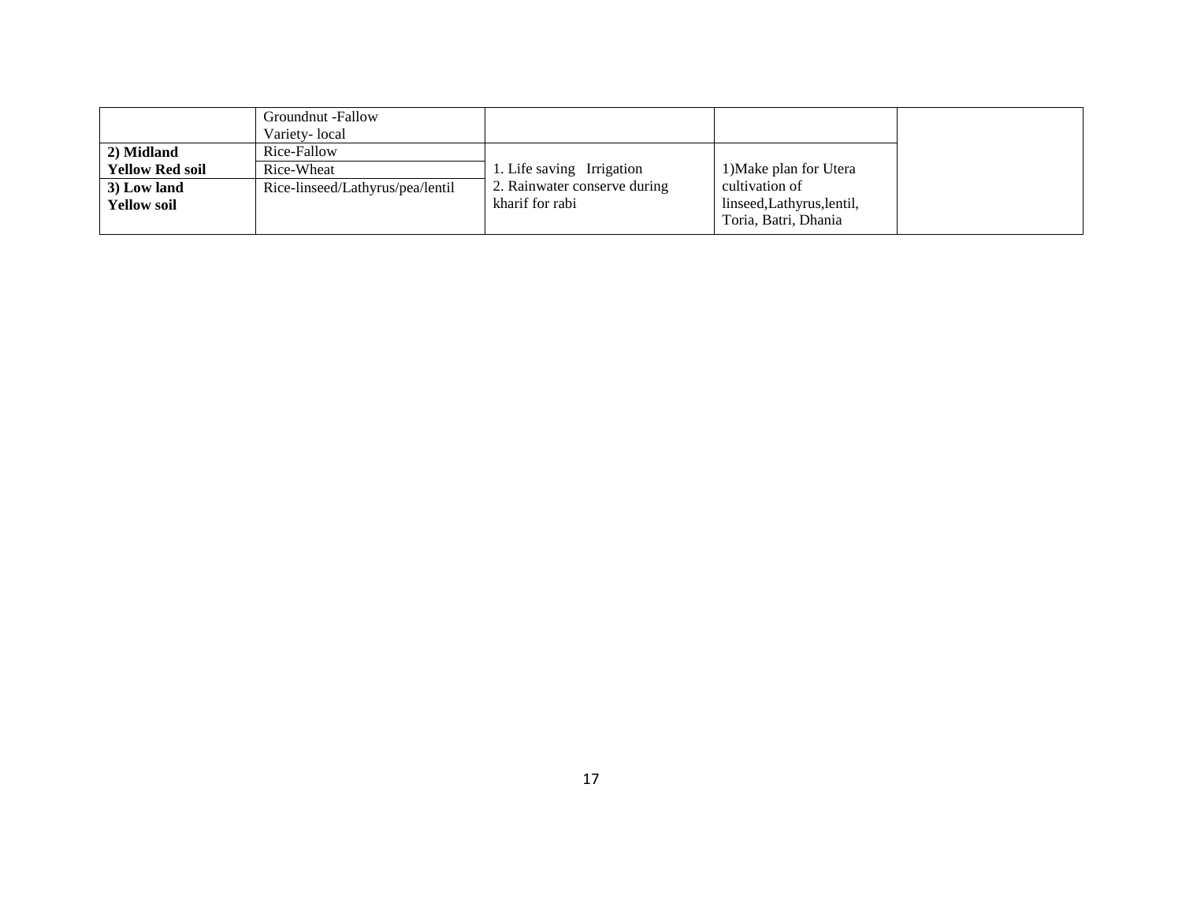| | | | | |
|---|---|---|---|---|
| | Groundnut -Fallow<br>Variety- local | | | |
| **2) Midland**<br>**Yellow Red soil** | Rice-Fallow | 1. Life saving Irrigation<br>2. Rainwater conserve during kharif for rabi | 1)Make plan for Utera cultivation of linseed,Lathyrus,lentil, Toria, Batri, Dhania | |
| | Rice-Wheat | | | |
| **3) Low land**<br>**Yellow soil** | Rice-linseed/Lathyrus/pea/lentil | | | |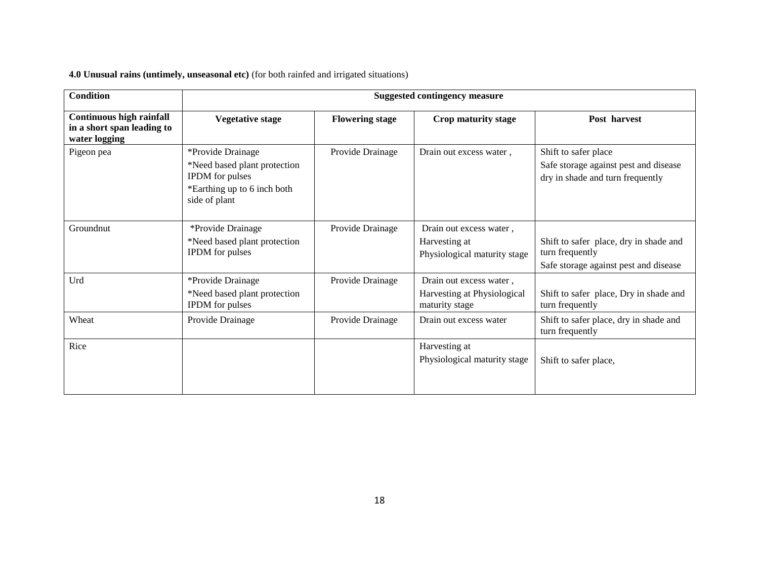**4.0 Unusual rains (untimely, unseasonal etc)** (for both rainfed and irrigated situations)

| **Condition** | **Suggested contingency measure** | | | |
|---|---|---|---|---|
| **Continuous high rainfall in a short span leading to water logging** | **Vegetative stage** | **Flowering stage** | **Crop maturity stage** | **Post harvest** |
| Pigeon pea | *Provide Drainage<br>*Need based plant protection IPDM for pulses<br>*Earthing up to 6 inch both side of plant | Provide Drainage | Drain out excess water , | Shift to safer place<br>Safe storage against pest and disease<br>dry in shade and turn frequently |
| Groundnut | *Provide Drainage<br>*Need based plant protection IPDM for pulses | Provide Drainage | Drain out excess water ,<br>Harvesting at Physiological maturity stage | Shift to safer place, dry in shade and turn frequently<br>Safe storage against pest and disease |
| Urd | *Provide Drainage<br>*Need based plant protection IPDM for pulses | Provide Drainage | Drain out excess water ,<br>Harvesting at Physiological maturity stage | Shift to safer place, Dry in shade and turn frequently |
| Wheat | Provide Drainage | Provide Drainage | Drain out excess water | Shift to safer place, dry in shade and turn frequently |
| Rice | | | Harvesting at Physiological maturity stage | Shift to safer place, |